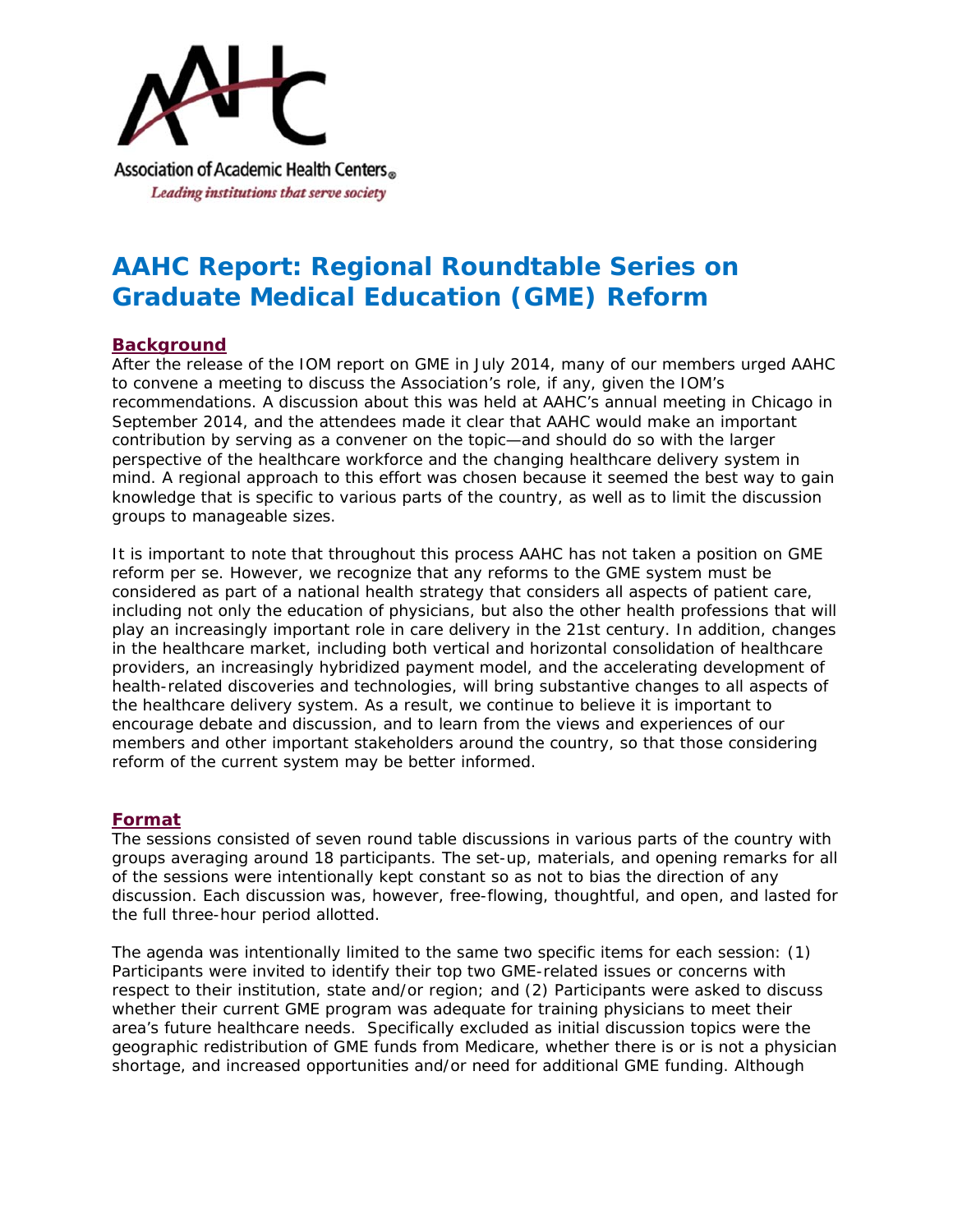Association of Academic Health Centers®
*Leading institutions that serve society*

# AAHC Report: Regional Roundtable Series on Graduate Medical Education (GME) Reform

## Background

After the release of the IOM report on GME in July 2014, many of our members urged AAHC to convene a meeting to discuss the Association's role, if any, given the IOM's recommendations. A discussion about this was held at AAHC's annual meeting in Chicago in September 2014, and the attendees made it clear that AAHC would make an important contribution by serving as a convener on the topic—and should do so with the larger perspective of the healthcare workforce and the changing healthcare delivery system in mind. A regional approach to this effort was chosen because it seemed the best way to gain knowledge that is specific to various parts of the country, as well as to limit the discussion groups to manageable sizes.

It is important to note that throughout this process AAHC has not taken a position on GME reform per se. However, we recognize that any reforms to the GME system must be considered as part of a national health strategy that considers all aspects of patient care, including not only the education of physicians, but also the other health professions that will play an increasingly important role in care delivery in the 21st century. In addition, changes in the healthcare market, including both vertical and horizontal consolidation of healthcare providers, an increasingly hybridized payment model, and the accelerating development of health-related discoveries and technologies, will bring substantive changes to all aspects of the healthcare delivery system. As a result, we continue to believe it is important to encourage debate and discussion, and to learn from the views and experiences of our members and other important stakeholders around the country, so that those considering reform of the current system may be better informed.

## Format

The sessions consisted of seven round table discussions in various parts of the country with groups averaging around 18 participants. The set-up, materials, and opening remarks for all of the sessions were intentionally kept constant so as not to bias the direction of any discussion. Each discussion was, however, free-flowing, thoughtful, and open, and lasted for the full three-hour period allotted.

The agenda was intentionally limited to the same two specific items for each session: (1) Participants were invited to identify their top two GME-related issues or concerns with respect to their institution, state and/or region; and (2) Participants were asked to discuss whether their current GME program was adequate for training physicians to meet their area's future healthcare needs. Specifically excluded as initial discussion topics were the geographic redistribution of GME funds from Medicare, whether there is or is not a physician shortage, and increased opportunities and/or need for additional GME funding. Although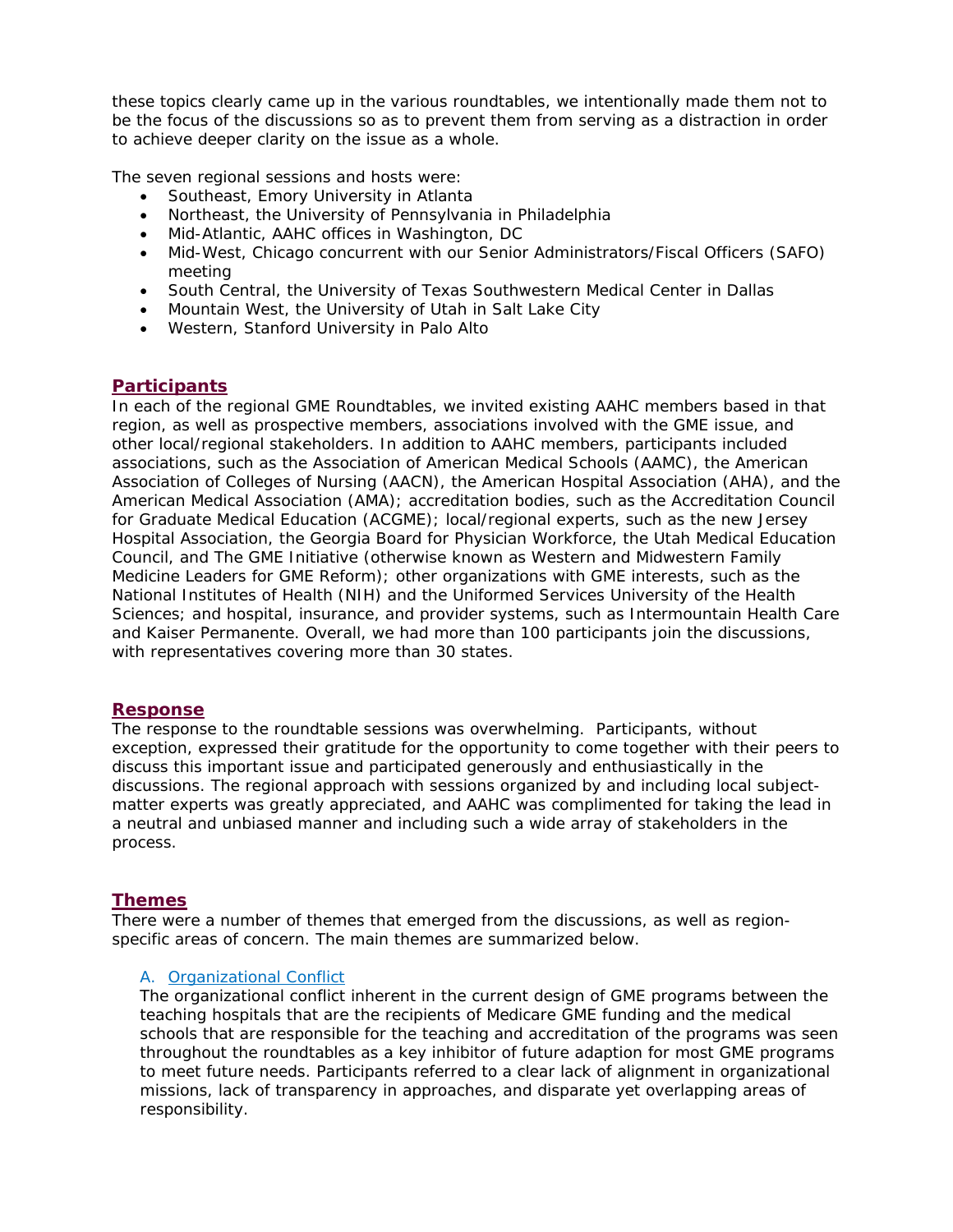these topics clearly came up in the various roundtables, we intentionally made them not to be the focus of the discussions so as to prevent them from serving as a distraction in order to achieve deeper clarity on the issue as a whole.

The seven regional sessions and hosts were:

- Southeast, Emory University in Atlanta
- Northeast, the University of Pennsylvania in Philadelphia
- Mid-Atlantic, AAHC offices in Washington, DC
- Mid-West, Chicago concurrent with our Senior Administrators/Fiscal Officers (SAFO) meeting
- South Central, the University of Texas Southwestern Medical Center in Dallas
- Mountain West, the University of Utah in Salt Lake City
- Western, Stanford University in Palo Alto

## Participants

In each of the regional GME Roundtables, we invited existing AAHC members based in that region, as well as prospective members, associations involved with the GME issue, and other local/regional stakeholders. In addition to AAHC members, participants included associations, such as the Association of American Medical Schools (AAMC), the American Association of Colleges of Nursing (AACN), the American Hospital Association (AHA), and the American Medical Association (AMA); accreditation bodies, such as the Accreditation Council for Graduate Medical Education (ACGME); local/regional experts, such as the new Jersey Hospital Association, the Georgia Board for Physician Workforce, the Utah Medical Education Council, and The GME Initiative (otherwise known as Western and Midwestern Family Medicine Leaders for GME Reform); other organizations with GME interests, such as the National Institutes of Health (NIH) and the Uniformed Services University of the Health Sciences; and hospital, insurance, and provider systems, such as Intermountain Health Care and Kaiser Permanente. Overall, we had more than 100 participants join the discussions, with representatives covering more than 30 states.

## Response

The response to the roundtable sessions was overwhelming. Participants, without exception, expressed their gratitude for the opportunity to come together with their peers to discuss this important issue and participated generously and enthusiastically in the discussions. The regional approach with sessions organized by and including local subject-matter experts was greatly appreciated, and AAHC was complimented for taking the lead in a neutral and unbiased manner and including such a wide array of stakeholders in the process.

## Themes

There were a number of themes that emerged from the discussions, as well as region-specific areas of concern. The main themes are summarized below.

### A. Organizational Conflict

The organizational conflict inherent in the current design of GME programs between the teaching hospitals that are the recipients of Medicare GME funding and the medical schools that are responsible for the teaching and accreditation of the programs was seen throughout the roundtables as a key inhibitor of future adaption for most GME programs to meet future needs. Participants referred to a clear lack of alignment in organizational missions, lack of transparency in approaches, and disparate yet overlapping areas of responsibility.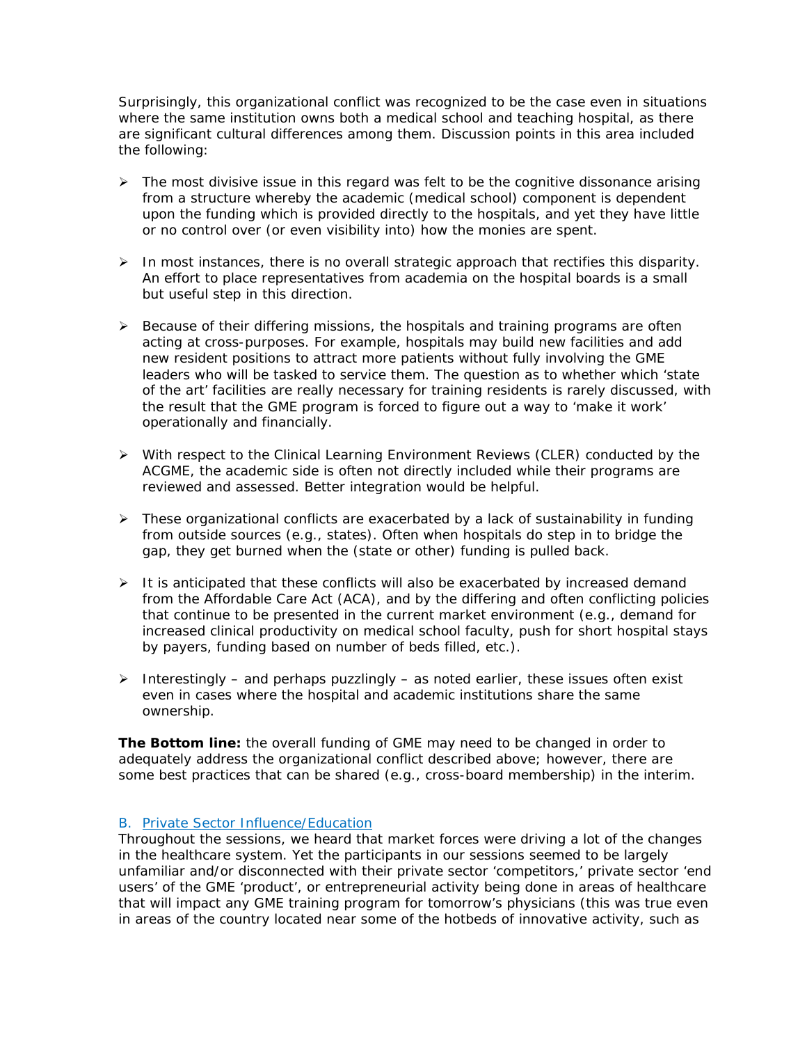Surprisingly, this organizational conflict was recognized to be the case even in situations where the same institution owns both a medical school and teaching hospital, as there are significant cultural differences among them. Discussion points in this area included the following:

- The most divisive issue in this regard was felt to be the cognitive dissonance arising from a structure whereby the academic (medical school) component is dependent upon the funding which is provided directly to the hospitals, and yet they have little or no control over (or even visibility into) how the monies are spent.

- In most instances, there is no overall strategic approach that rectifies this disparity. An effort to place representatives from academia on the hospital boards is a small but useful step in this direction.

- Because of their differing missions, the hospitals and training programs are often acting at cross-purposes. For example, hospitals may build new facilities and add new resident positions to attract more patients without fully involving the GME leaders who will be tasked to service them. The question as to whether which 'state of the art' facilities are really necessary for training residents is rarely discussed, with the result that the GME program is forced to figure out a way to 'make it work' operationally and financially.

- With respect to the Clinical Learning Environment Reviews (CLER) conducted by the ACGME, the academic side is often not directly included while their programs are reviewed and assessed. Better integration would be helpful.

- These organizational conflicts are exacerbated by a lack of sustainability in funding from outside sources (e.g., states). Often when hospitals do step in to bridge the gap, they get burned when the (state or other) funding is pulled back.

- It is anticipated that these conflicts will also be exacerbated by increased demand from the Affordable Care Act (ACA), and by the differing and often conflicting policies that continue to be presented in the current market environment (e.g., demand for increased clinical productivity on medical school faculty, push for short hospital stays by payers, funding based on number of beds filled, etc.).

- Interestingly – and perhaps puzzlingly – as noted earlier, these issues often exist even in cases where the hospital and academic institutions share the same ownership.

**The Bottom line:** the overall funding of GME may need to be changed in order to adequately address the organizational conflict described above; however, there are some best practices that can be shared (e.g., cross-board membership) in the interim.

### B. Private Sector Influence/Education

Throughout the sessions, we heard that market forces were driving a lot of the changes in the healthcare system. Yet the participants in our sessions seemed to be largely unfamiliar and/or disconnected with their private sector 'competitors,' private sector 'end users' of the GME 'product', or entrepreneurial activity being done in areas of healthcare that will impact any GME training program for tomorrow's physicians (this was true even in areas of the country located near some of the hotbeds of innovative activity, such as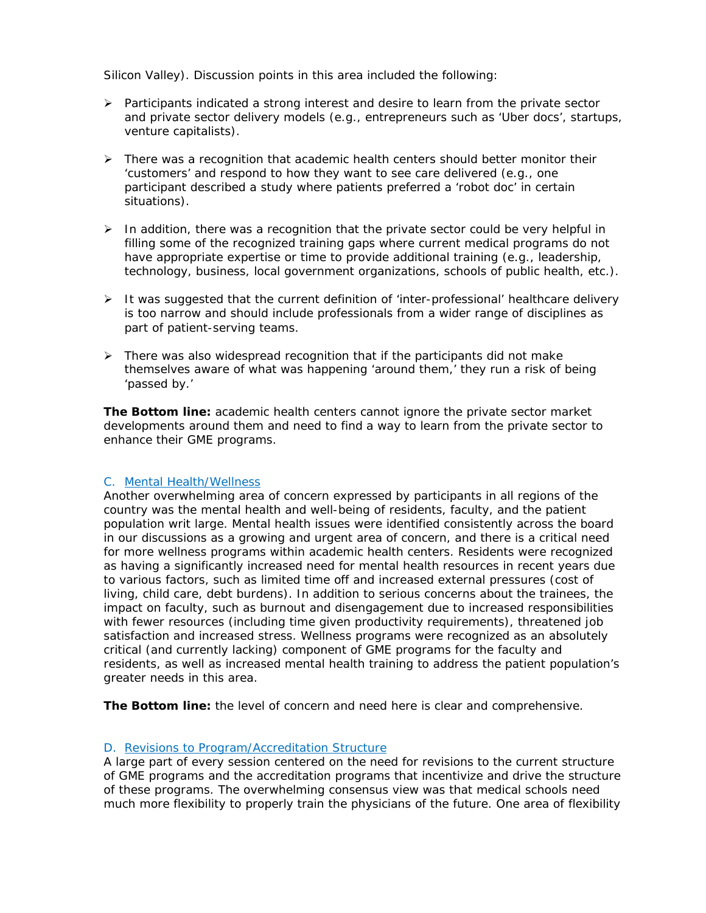Silicon Valley). Discussion points in this area included the following:

- Participants indicated a strong interest and desire to learn from the private sector and private sector delivery models (e.g., entrepreneurs such as 'Uber docs', startups, venture capitalists).

- There was a recognition that academic health centers should better monitor their 'customers' and respond to how they want to see care delivered (e.g., one participant described a study where patients preferred a 'robot doc' in certain situations).

- In addition, there was a recognition that the private sector could be very helpful in filling some of the recognized training gaps where current medical programs do not have appropriate expertise or time to provide additional training (e.g., leadership, technology, business, local government organizations, schools of public health, etc.).

- It was suggested that the current definition of 'inter-professional' healthcare delivery is too narrow and should include professionals from a wider range of disciplines as part of patient-serving teams.

- There was also widespread recognition that if the participants did not make themselves aware of what was happening 'around them,' they run a risk of being 'passed by.'

**The Bottom line:** academic health centers cannot ignore the private sector market developments around them and need to find a way to learn from the private sector to enhance their GME programs.

### C. Mental Health/Wellness

Another overwhelming area of concern expressed by participants in all regions of the country was the mental health and well-being of residents, faculty, and the patient population writ large. Mental health issues were identified consistently across the board in our discussions as a growing and urgent area of concern, and there is a critical need for more wellness programs within academic health centers. Residents were recognized as having a significantly increased need for mental health resources in recent years due to various factors, such as limited time off and increased external pressures (cost of living, child care, debt burdens). In addition to serious concerns about the trainees, the impact on faculty, such as burnout and disengagement due to increased responsibilities with fewer resources (including time given productivity requirements), threatened job satisfaction and increased stress. Wellness programs were recognized as an absolutely critical (and currently lacking) component of GME programs for the faculty and residents, as well as increased mental health training to address the patient population's greater needs in this area.

**The Bottom line:** the level of concern and need here is clear and comprehensive.

### D. Revisions to Program/Accreditation Structure

A large part of every session centered on the need for revisions to the current structure of GME programs and the accreditation programs that incentivize and drive the structure of these programs. The overwhelming consensus view was that medical schools need much more flexibility to properly train the physicians of the future. One area of flexibility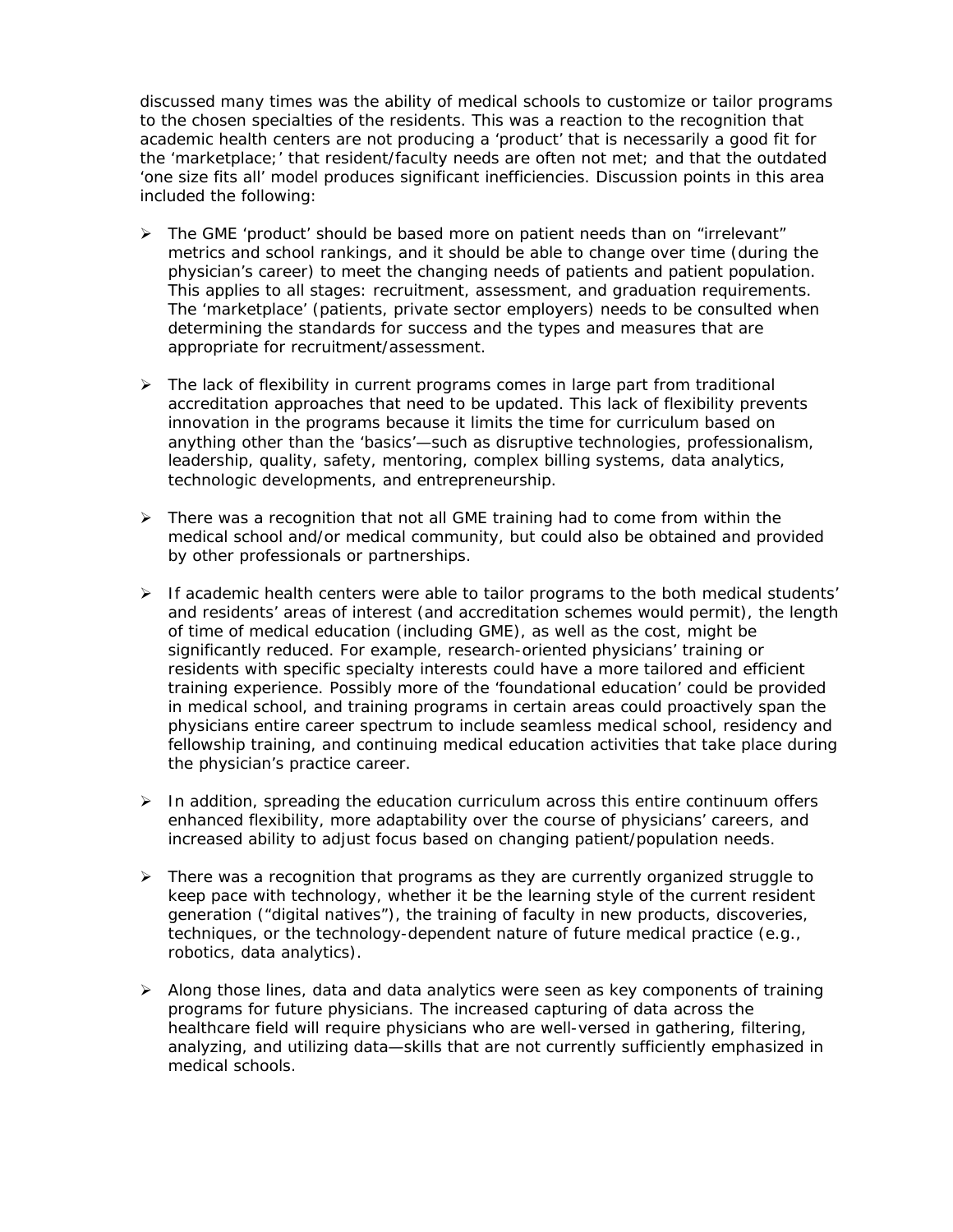discussed many times was the ability of medical schools to customize or tailor programs to the chosen specialties of the residents. This was a reaction to the recognition that academic health centers are not producing a 'product' that is necessarily a good fit for the 'marketplace;' that resident/faculty needs are often not met; and that the outdated 'one size fits all' model produces significant inefficiencies. Discussion points in this area included the following:

- The GME 'product' should be based more on patient needs than on "irrelevant" metrics and school rankings, and it should be able to change over time (during the physician's career) to meet the changing needs of patients and patient population. This applies to all stages: recruitment, assessment, and graduation requirements. The 'marketplace' (patients, private sector employers) needs to be consulted when determining the standards for success and the types and measures that are appropriate for recruitment/assessment.

- The lack of flexibility in current programs comes in large part from traditional accreditation approaches that need to be updated. This lack of flexibility prevents innovation in the programs because it limits the time for curriculum based on anything other than the 'basics'—such as disruptive technologies, professionalism, leadership, quality, safety, mentoring, complex billing systems, data analytics, technologic developments, and entrepreneurship.

- There was a recognition that not all GME training had to come from within the medical school and/or medical community, but could also be obtained and provided by other professionals or partnerships.

- If academic health centers were able to tailor programs to the both medical students' and residents' areas of interest (and accreditation schemes would permit), the length of time of medical education (including GME), as well as the cost, might be significantly reduced. For example, research-oriented physicians' training or residents with specific specialty interests could have a more tailored and efficient training experience. Possibly more of the 'foundational education' could be provided in medical school, and training programs in certain areas could proactively span the physicians entire career spectrum to include seamless medical school, residency and fellowship training, and continuing medical education activities that take place during the physician's practice career.

- In addition, spreading the education curriculum across this entire continuum offers enhanced flexibility, more adaptability over the course of physicians' careers, and increased ability to adjust focus based on changing patient/population needs.

- There was a recognition that programs as they are currently organized struggle to keep pace with technology, whether it be the learning style of the current resident generation ("digital natives"), the training of faculty in new products, discoveries, techniques, or the technology-dependent nature of future medical practice (e.g., robotics, data analytics).

- Along those lines, data and data analytics were seen as key components of training programs for future physicians. The increased capturing of data across the healthcare field will require physicians who are well-versed in gathering, filtering, analyzing, and utilizing data—skills that are not currently sufficiently emphasized in medical schools.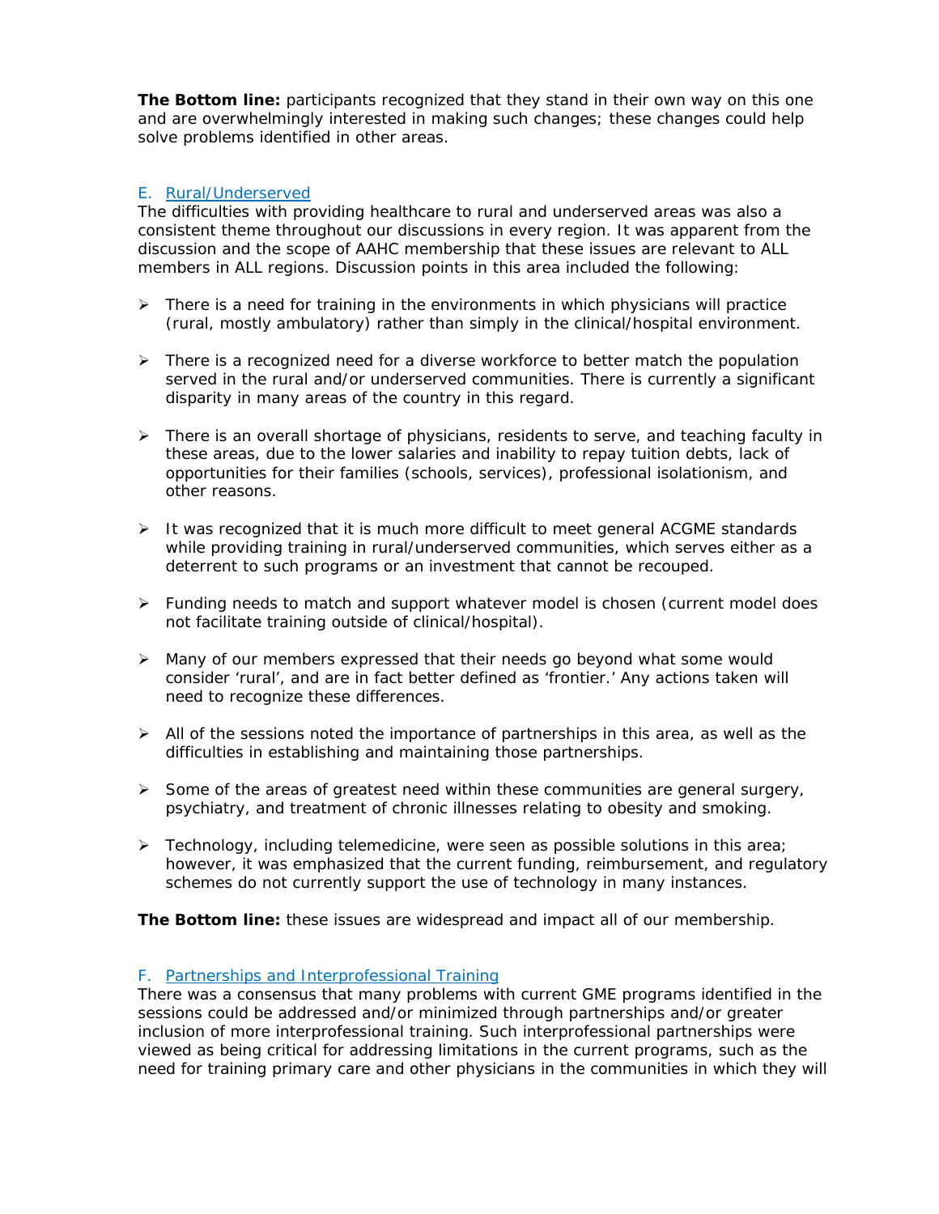**The Bottom line:** participants recognized that they stand in their own way on this one and are overwhelmingly interested in making such changes; these changes could help solve problems identified in other areas.

## E. Rural/Underserved

The difficulties with providing healthcare to rural and underserved areas was also a consistent theme throughout our discussions in every region. It was apparent from the discussion and the scope of AAHC membership that these issues are relevant to ALL members in ALL regions. Discussion points in this area included the following:

- There is a need for training in the environments in which physicians will practice (rural, mostly ambulatory) rather than simply in the clinical/hospital environment.

- There is a recognized need for a diverse workforce to better match the population served in the rural and/or underserved communities. There is currently a significant disparity in many areas of the country in this regard.

- There is an overall shortage of physicians, residents to serve, and teaching faculty in these areas, due to the lower salaries and inability to repay tuition debts, lack of opportunities for their families (schools, services), professional isolationism, and other reasons.

- It was recognized that it is much more difficult to meet general ACGME standards while providing training in rural/underserved communities, which serves either as a deterrent to such programs or an investment that cannot be recouped.

- Funding needs to match and support whatever model is chosen (current model does not facilitate training outside of clinical/hospital).

- Many of our members expressed that their needs go beyond what some would consider 'rural', and are in fact better defined as 'frontier.' Any actions taken will need to recognize these differences.

- All of the sessions noted the importance of partnerships in this area, as well as the difficulties in establishing and maintaining those partnerships.

- Some of the areas of greatest need within these communities are general surgery, psychiatry, and treatment of chronic illnesses relating to obesity and smoking.

- Technology, including telemedicine, were seen as possible solutions in this area; however, it was emphasized that the current funding, reimbursement, and regulatory schemes do not currently support the use of technology in many instances.

**The Bottom line:** these issues are widespread and impact all of our membership.

## F. Partnerships and Interprofessional Training

There was a consensus that many problems with current GME programs identified in the sessions could be addressed and/or minimized through partnerships and/or greater inclusion of more interprofessional training. Such interprofessional partnerships were viewed as being critical for addressing limitations in the current programs, such as the need for training primary care and other physicians in the communities in which they will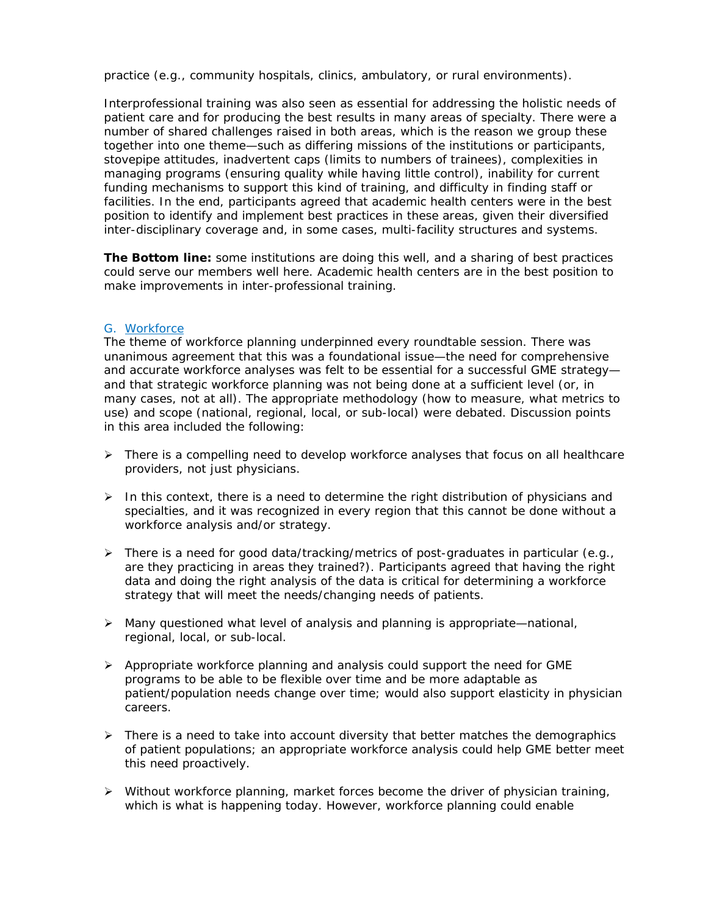practice (e.g., community hospitals, clinics, ambulatory, or rural environments).

Interprofessional training was also seen as essential for addressing the holistic needs of patient care and for producing the best results in many areas of specialty. There were a number of shared challenges raised in both areas, which is the reason we group these together into one theme—such as differing missions of the institutions or participants, stovepipe attitudes, inadvertent caps (limits to numbers of trainees), complexities in managing programs (ensuring quality while having little control), inability for current funding mechanisms to support this kind of training, and difficulty in finding staff or facilities. In the end, participants agreed that academic health centers were in the best position to identify and implement best practices in these areas, given their diversified inter-disciplinary coverage and, in some cases, multi-facility structures and systems.

**The Bottom line:** some institutions are doing this well, and a sharing of best practices could serve our members well here. Academic health centers are in the best position to make improvements in inter-professional training.

## G. Workforce

The theme of workforce planning underpinned every roundtable session. There was unanimous agreement that this was a foundational issue—the need for comprehensive and accurate workforce analyses was felt to be essential for a successful GME strategy—and that strategic workforce planning was not being done at a sufficient level (or, in many cases, not at all). The appropriate methodology (how to measure, what metrics to use) and scope (national, regional, local, or sub-local) were debated. Discussion points in this area included the following:

- There is a compelling need to develop workforce analyses that focus on all healthcare providers, not just physicians.
- In this context, there is a need to determine the right distribution of physicians and specialties, and it was recognized in every region that this cannot be done without a workforce analysis and/or strategy.
- There is a need for good data/tracking/metrics of post-graduates in particular (e.g., are they practicing in areas they trained?). Participants agreed that having the right data and doing the right analysis of the data is critical for determining a workforce strategy that will meet the needs/changing needs of patients.
- Many questioned what level of analysis and planning is appropriate—national, regional, local, or sub-local.
- Appropriate workforce planning and analysis could support the need for GME programs to be able to be flexible over time and be more adaptable as patient/population needs change over time; would also support elasticity in physician careers.
- There is a need to take into account diversity that better matches the demographics of patient populations; an appropriate workforce analysis could help GME better meet this need proactively.
- Without workforce planning, market forces become the driver of physician training, which is what is happening today. However, workforce planning could enable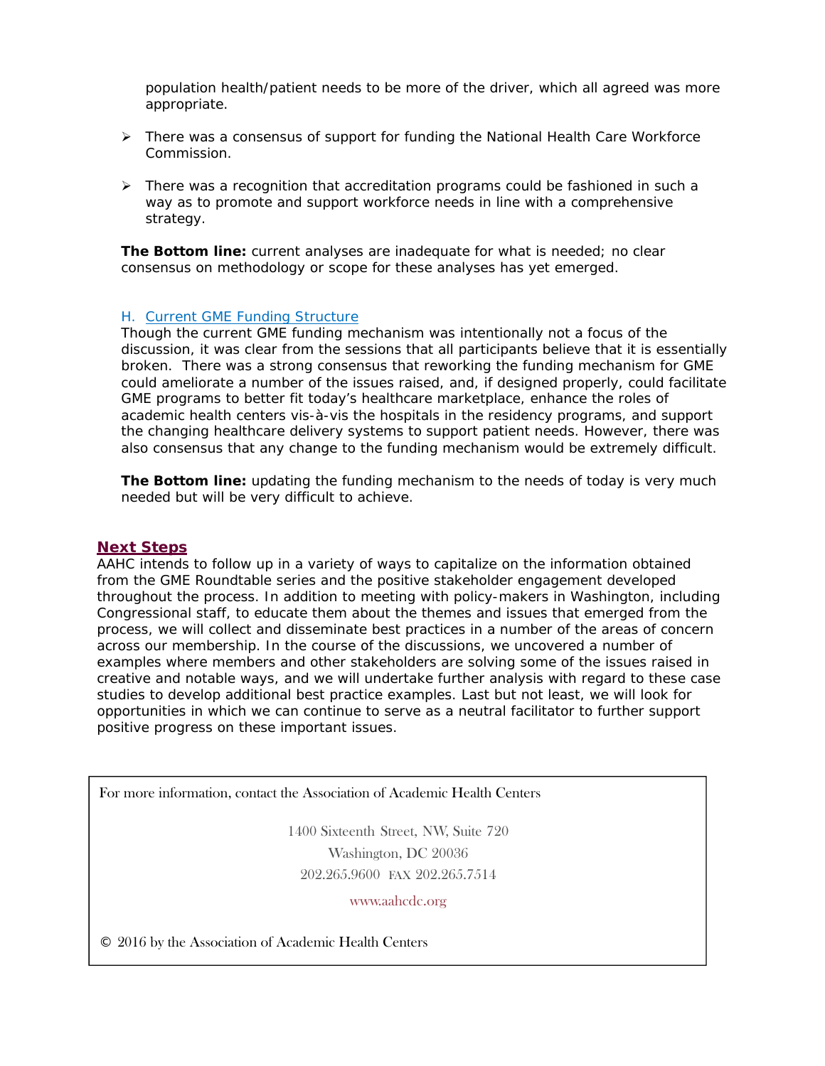population health/patient needs to be more of the driver, which all agreed was more appropriate.

- There was a consensus of support for funding the National Health Care Workforce Commission.

- There was a recognition that accreditation programs could be fashioned in such a way as to promote and support workforce needs in line with a comprehensive strategy.

**The Bottom line:** current analyses are inadequate for what is needed; no clear consensus on methodology or scope for these analyses has yet emerged.

### H. Current GME Funding Structure

Though the current GME funding mechanism was intentionally not a focus of the discussion, it was clear from the sessions that all participants believe that it is essentially broken. There was a strong consensus that reworking the funding mechanism for GME could ameliorate a number of the issues raised, and, if designed properly, could facilitate GME programs to better fit today's healthcare marketplace, enhance the roles of academic health centers vis-à-vis the hospitals in the residency programs, and support the changing healthcare delivery systems to support patient needs. However, there was also consensus that any change to the funding mechanism would be extremely difficult.

**The Bottom line:** updating the funding mechanism to the needs of today is very much needed but will be very difficult to achieve.

## Next Steps

AAHC intends to follow up in a variety of ways to capitalize on the information obtained from the GME Roundtable series and the positive stakeholder engagement developed throughout the process. In addition to meeting with policy-makers in Washington, including Congressional staff, to educate them about the themes and issues that emerged from the process, we will collect and disseminate best practices in a number of the areas of concern across our membership. In the course of the discussions, we uncovered a number of examples where members and other stakeholders are solving some of the issues raised in creative and notable ways, and we will undertake further analysis with regard to these case studies to develop additional best practice examples. Last but not least, we will look for opportunities in which we can continue to serve as a neutral facilitator to further support positive progress on these important issues.

For more information, contact the Association of Academic Health Centers

1400 Sixteenth Street, NW, Suite 720
Washington, DC 20036
202.265.9600 FAX 202.265.7514

www.aahcdc.org

© 2016 by the Association of Academic Health Centers